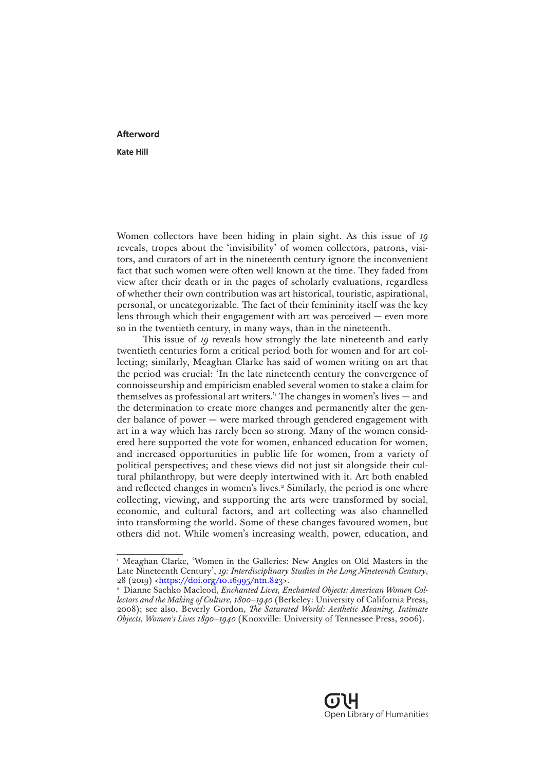# Afterword

**Kate Hill**

Women collectors have been hiding in plain sight. As this issue of *19* reveals, tropes about the 'invisibility' of women collectors, patrons, visitors, and curators of art in the nineteenth century ignore the inconvenient fact that such women were often well known at the time. They faded from view after their death or in the pages of scholarly evaluations, regardless of whether their own contribution was art historical, touristic, aspirational, personal, or uncategorizable. The fact of their femininity itself was the key lens through which their engagement with art was perceived — even more so in the twentieth century, in many ways, than in the nineteenth.

This issue of *19* reveals how strongly the late nineteenth and early twentieth centuries form a critical period both for women and for art collecting; similarly, Meaghan Clarke has said of women writing on art that the period was crucial: 'In the late nineteenth century the convergence of connoisseurship and empiricism enabled several women to stake a claim for themselves as professional art writers.'[1] The changes in women's lives — and the determination to create more changes and permanently alter the gender balance of power — were marked through gendered engagement with art in a way which has rarely been so strong. Many of the women considered here supported the vote for women, enhanced education for women, and increased opportunities in public life for women, from a variety of political perspectives; and these views did not just sit alongside their cultural philanthropy, but were deeply intertwined with it. Art both enabled and reflected changes in women's lives.[2] Similarly, the period is one where collecting, viewing, and supporting the arts were transformed by social, economic, and cultural factors, and art collecting was also channelled into transforming the world. Some of these changes favoured women, but others did not. While women's increasing wealth, power, education, and

---

[1] Meaghan Clarke, 'Women in the Galleries: New Angles on Old Masters in the Late Nineteenth Century', *19: Interdisciplinary Studies in the Long Nineteenth Century*, 28 (2019) <https://doi.org/10.16995/ntn.823>.

[2] Dianne Sachko Macleod, *Enchanted Lives, Enchanted Objects: American Women Collectors and the Making of Culture, 1800–1940* (Berkeley: University of California Press, 2008); see also, Beverly Gordon, *The Saturated World: Aesthetic Meaning, Intimate Objects, Women's Lives 1890–1940* (Knoxville: University of Tennessee Press, 2006).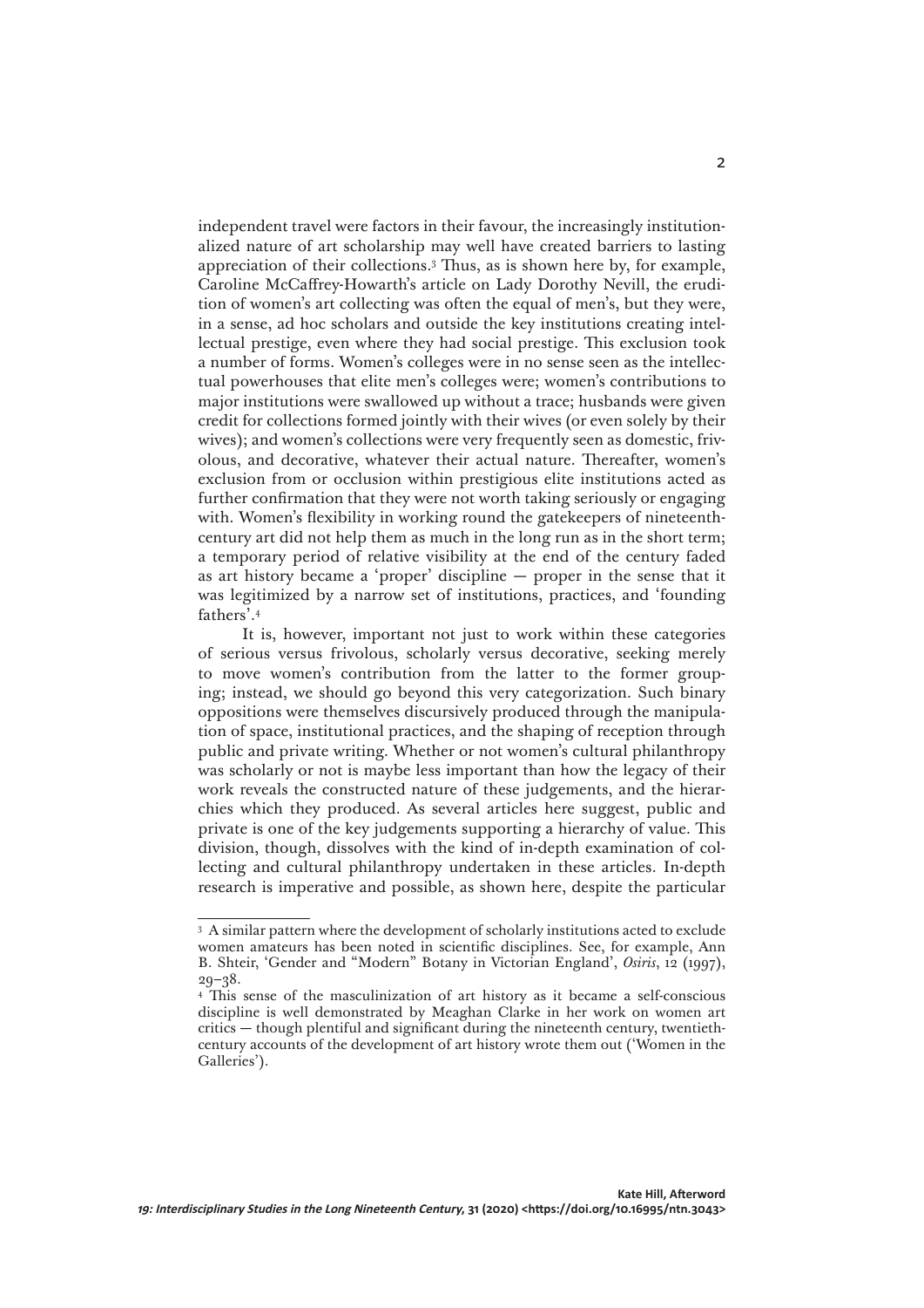independent travel were factors in their favour, the increasingly institutionalized nature of art scholarship may well have created barriers to lasting appreciation of their collections.[3] Thus, as is shown here by, for example, Caroline McCaffrey-Howarth's article on Lady Dorothy Nevill, the erudition of women's art collecting was often the equal of men's, but they were, in a sense, ad hoc scholars and outside the key institutions creating intellectual prestige, even where they had social prestige. This exclusion took a number of forms. Women's colleges were in no sense seen as the intellectual powerhouses that elite men's colleges were; women's contributions to major institutions were swallowed up without a trace; husbands were given credit for collections formed jointly with their wives (or even solely by their wives); and women's collections were very frequently seen as domestic, frivolous, and decorative, whatever their actual nature. Thereafter, women's exclusion from or occlusion within prestigious elite institutions acted as further confirmation that they were not worth taking seriously or engaging with. Women's flexibility in working round the gatekeepers of nineteenth-century art did not help them as much in the long run as in the short term; a temporary period of relative visibility at the end of the century faded as art history became a 'proper' discipline — proper in the sense that it was legitimized by a narrow set of institutions, practices, and 'founding fathers'.[4]

It is, however, important not just to work within these categories of serious versus frivolous, scholarly versus decorative, seeking merely to move women's contribution from the latter to the former grouping; instead, we should go beyond this very categorization. Such binary oppositions were themselves discursively produced through the manipulation of space, institutional practices, and the shaping of reception through public and private writing. Whether or not women's cultural philanthropy was scholarly or not is maybe less important than how the legacy of their work reveals the constructed nature of these judgements, and the hierarchies which they produced. As several articles here suggest, public and private is one of the key judgements supporting a hierarchy of value. This division, though, dissolves with the kind of in-depth examination of collecting and cultural philanthropy undertaken in these articles. In-depth research is imperative and possible, as shown here, despite the particular

---

[3] A similar pattern where the development of scholarly institutions acted to exclude women amateurs has been noted in scientific disciplines. See, for example, Ann B. Shteir, 'Gender and "Modern" Botany in Victorian England', *Osiris*, 12 (1997), 29–38.

[4] This sense of the masculinization of art history as it became a self-conscious discipline is well demonstrated by Meaghan Clarke in her work on women art critics — though plentiful and significant during the nineteenth century, twentieth-century accounts of the development of art history wrote them out ('Women in the Galleries').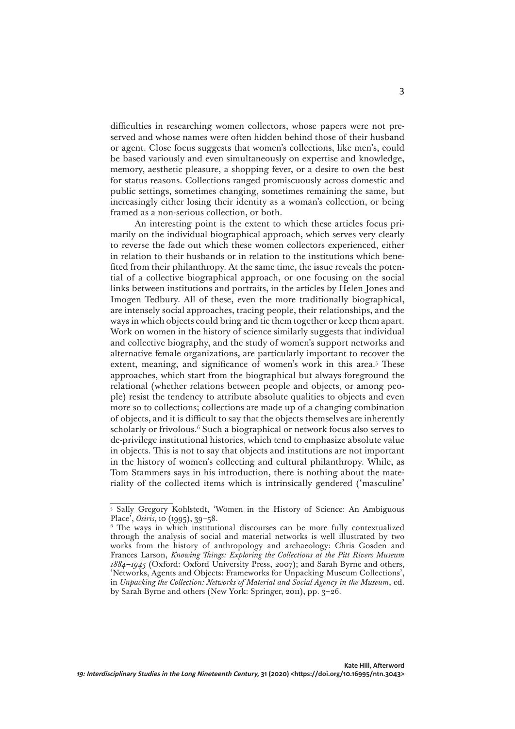difficulties in researching women collectors, whose papers were not preserved and whose names were often hidden behind those of their husband or agent. Close focus suggests that women's collections, like men's, could be based variously and even simultaneously on expertise and knowledge, memory, aesthetic pleasure, a shopping fever, or a desire to own the best for status reasons. Collections ranged promiscuously across domestic and public settings, sometimes changing, sometimes remaining the same, but increasingly either losing their identity as a woman's collection, or being framed as a non-serious collection, or both.

An interesting point is the extent to which these articles focus primarily on the individual biographical approach, which serves very clearly to reverse the fade out which these women collectors experienced, either in relation to their husbands or in relation to the institutions which benefited from their philanthropy. At the same time, the issue reveals the potential of a collective biographical approach, or one focusing on the social links between institutions and portraits, in the articles by Helen Jones and Imogen Tedbury. All of these, even the more traditionally biographical, are intensely social approaches, tracing people, their relationships, and the ways in which objects could bring and tie them together or keep them apart. Work on women in the history of science similarly suggests that individual and collective biography, and the study of women's support networks and alternative female organizations, are particularly important to recover the extent, meaning, and significance of women's work in this area.[5] These approaches, which start from the biographical but always foreground the relational (whether relations between people and objects, or among people) resist the tendency to attribute absolute qualities to objects and even more so to collections; collections are made up of a changing combination of objects, and it is difficult to say that the objects themselves are inherently scholarly or frivolous.[6] Such a biographical or network focus also serves to de-privilege institutional histories, which tend to emphasize absolute value in objects. This is not to say that objects and institutions are not important in the history of women's collecting and cultural philanthropy. While, as Tom Stammers says in his introduction, there is nothing about the materiality of the collected items which is intrinsically gendered ('masculine'

---

[5] Sally Gregory Kohlstedt, 'Women in the History of Science: An Ambiguous Place', *Osiris*, 10 (1995), 39–58.

[6] The ways in which institutional discourses can be more fully contextualized through the analysis of social and material networks is well illustrated by two works from the history of anthropology and archaeology: Chris Gosden and Frances Larson, *Knowing Things: Exploring the Collections at the Pitt Rivers Museum 1884–1945* (Oxford: Oxford University Press, 2007); and Sarah Byrne and others, 'Networks, Agents and Objects: Frameworks for Unpacking Museum Collections', in *Unpacking the Collection: Networks of Material and Social Agency in the Museum*, ed. by Sarah Byrne and others (New York: Springer, 2011), pp. 3–26.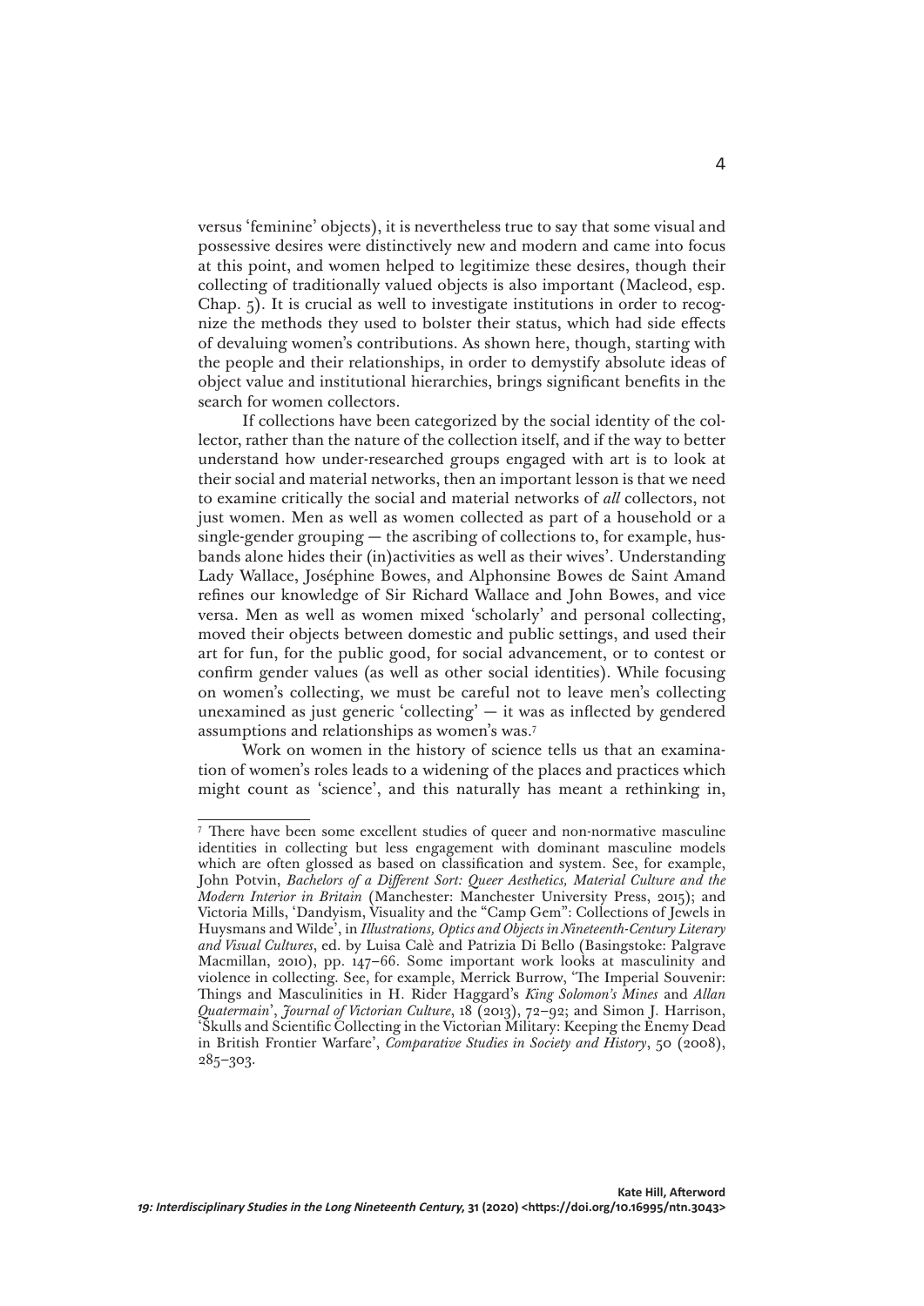versus 'feminine' objects), it is nevertheless true to say that some visual and possessive desires were distinctively new and modern and came into focus at this point, and women helped to legitimize these desires, though their collecting of traditionally valued objects is also important (Macleod, esp. Chap. 5). It is crucial as well to investigate institutions in order to recognize the methods they used to bolster their status, which had side effects of devaluing women's contributions. As shown here, though, starting with the people and their relationships, in order to demystify absolute ideas of object value and institutional hierarchies, brings significant benefits in the search for women collectors.

If collections have been categorized by the social identity of the collector, rather than the nature of the collection itself, and if the way to better understand how under-researched groups engaged with art is to look at their social and material networks, then an important lesson is that we need to examine critically the social and material networks of *all* collectors, not just women. Men as well as women collected as part of a household or a single-gender grouping — the ascribing of collections to, for example, husbands alone hides their (in)activities as well as their wives'. Understanding Lady Wallace, Joséphine Bowes, and Alphonsine Bowes de Saint Amand refines our knowledge of Sir Richard Wallace and John Bowes, and vice versa. Men as well as women mixed 'scholarly' and personal collecting, moved their objects between domestic and public settings, and used their art for fun, for the public good, for social advancement, or to contest or confirm gender values (as well as other social identities). While focusing on women's collecting, we must be careful not to leave men's collecting unexamined as just generic 'collecting' — it was as inflected by gendered assumptions and relationships as women's was.[7]

Work on women in the history of science tells us that an examination of women's roles leads to a widening of the places and practices which might count as 'science', and this naturally has meant a rethinking in,

---

[7] There have been some excellent studies of queer and non-normative masculine identities in collecting but less engagement with dominant masculine models which are often glossed as based on classification and system. See, for example, John Potvin, *Bachelors of a Different Sort: Queer Aesthetics, Material Culture and the Modern Interior in Britain* (Manchester: Manchester University Press, 2015); and Victoria Mills, 'Dandyism, Visuality and the "Camp Gem": Collections of Jewels in Huysmans and Wilde', in *Illustrations, Optics and Objects in Nineteenth-Century Literary and Visual Cultures*, ed. by Luisa Calè and Patrizia Di Bello (Basingstoke: Palgrave Macmillan, 2010), pp. 147–66. Some important work looks at masculinity and violence in collecting. See, for example, Merrick Burrow, 'The Imperial Souvenir: Things and Masculinities in H. Rider Haggard's *King Solomon's Mines* and *Allan Quatermain*', *Journal of Victorian Culture*, 18 (2013), 72–92; and Simon J. Harrison, 'Skulls and Scientific Collecting in the Victorian Military: Keeping the Enemy Dead in British Frontier Warfare', *Comparative Studies in Society and History*, 50 (2008), 285–303.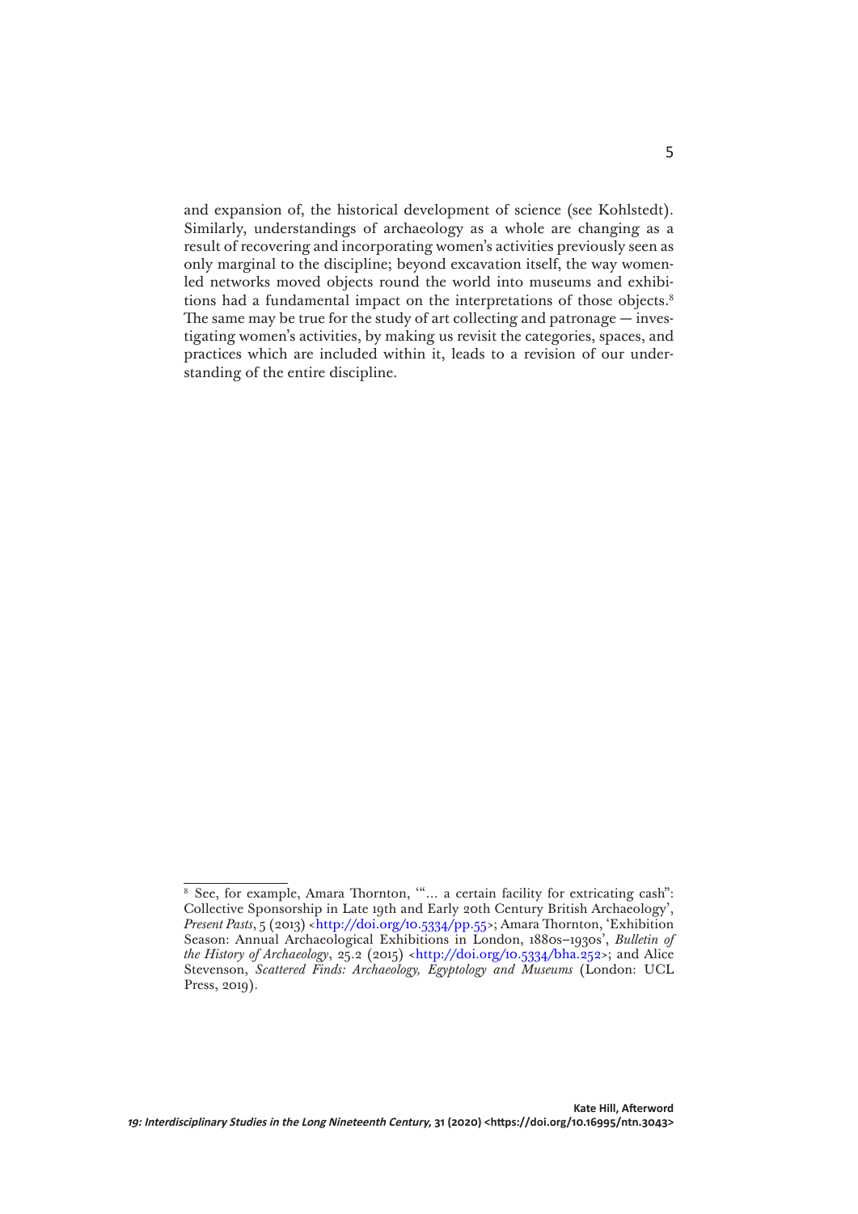and expansion of, the historical development of science (see Kohlstedt). Similarly, understandings of archaeology as a whole are changing as a result of recovering and incorporating women's activities previously seen as only marginal to the discipline; beyond excavation itself, the way women-led networks moved objects round the world into museums and exhibitions had a fundamental impact on the interpretations of those objects.[8] The same may be true for the study of art collecting and patronage — investigating women's activities, by making us revisit the categories, spaces, and practices which are included within it, leads to a revision of our understanding of the entire discipline.

---

[8] See, for example, Amara Thornton, '"... a certain facility for extricating cash": Collective Sponsorship in Late 19th and Early 20th Century British Archaeology', *Present Pasts*, 5 (2013) <http://doi.org/10.5334/pp.55>; Amara Thornton, 'Exhibition Season: Annual Archaeological Exhibitions in London, 1880s–1930s', *Bulletin of the History of Archaeology*, 25.2 (2015) <http://doi.org/10.5334/bha.252>; and Alice Stevenson, *Scattered Finds: Archaeology, Egyptology and Museums* (London: UCL Press, 2019).